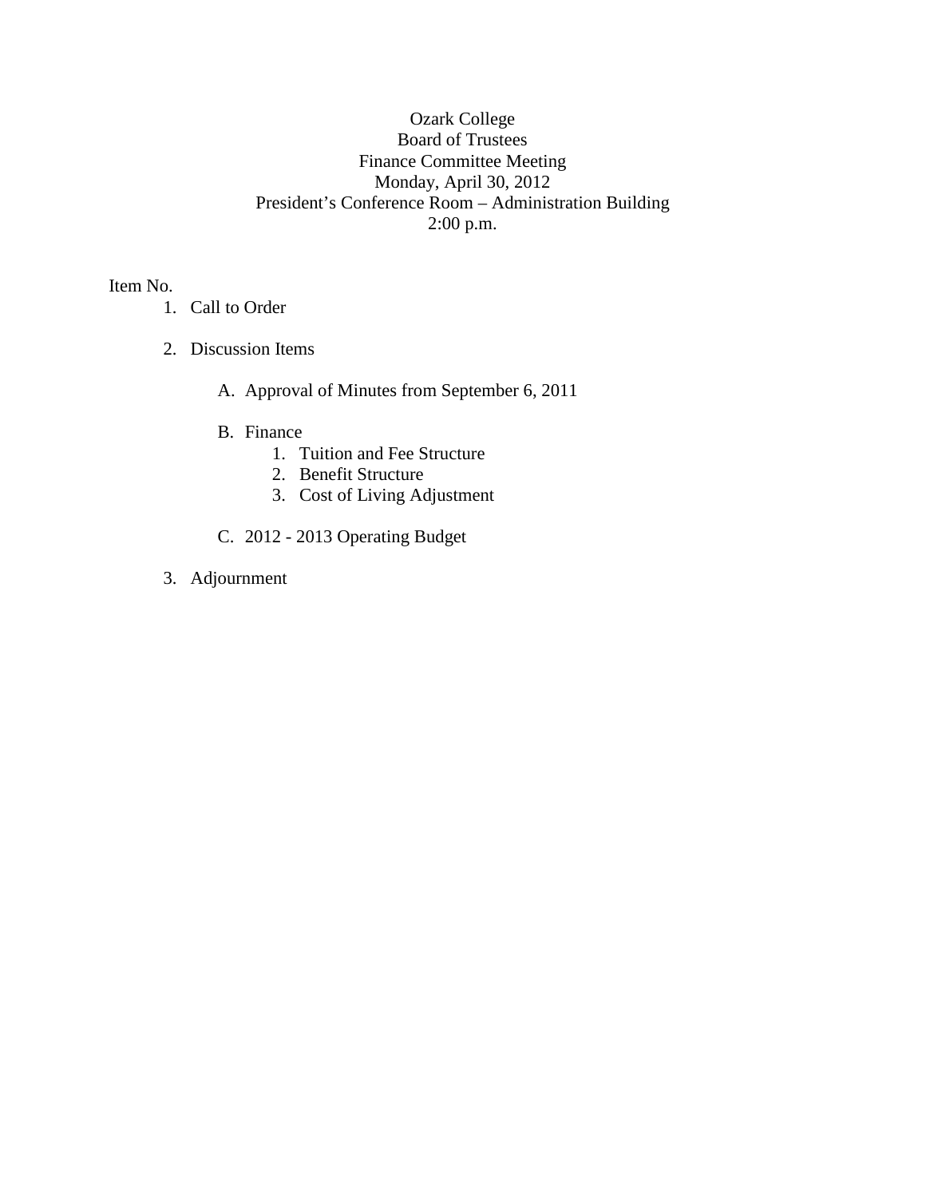Ozark College
Board of Trustees
Finance Committee Meeting
Monday, April 30, 2012
President's Conference Room – Administration Building
2:00 p.m.

Item No.

1. Call to Order

2. Discussion Items

   A. Approval of Minutes from September 6, 2011

   B. Finance
      1. Tuition and Fee Structure
      2. Benefit Structure
      3. Cost of Living Adjustment

   C. 2012 - 2013 Operating Budget

3. Adjournment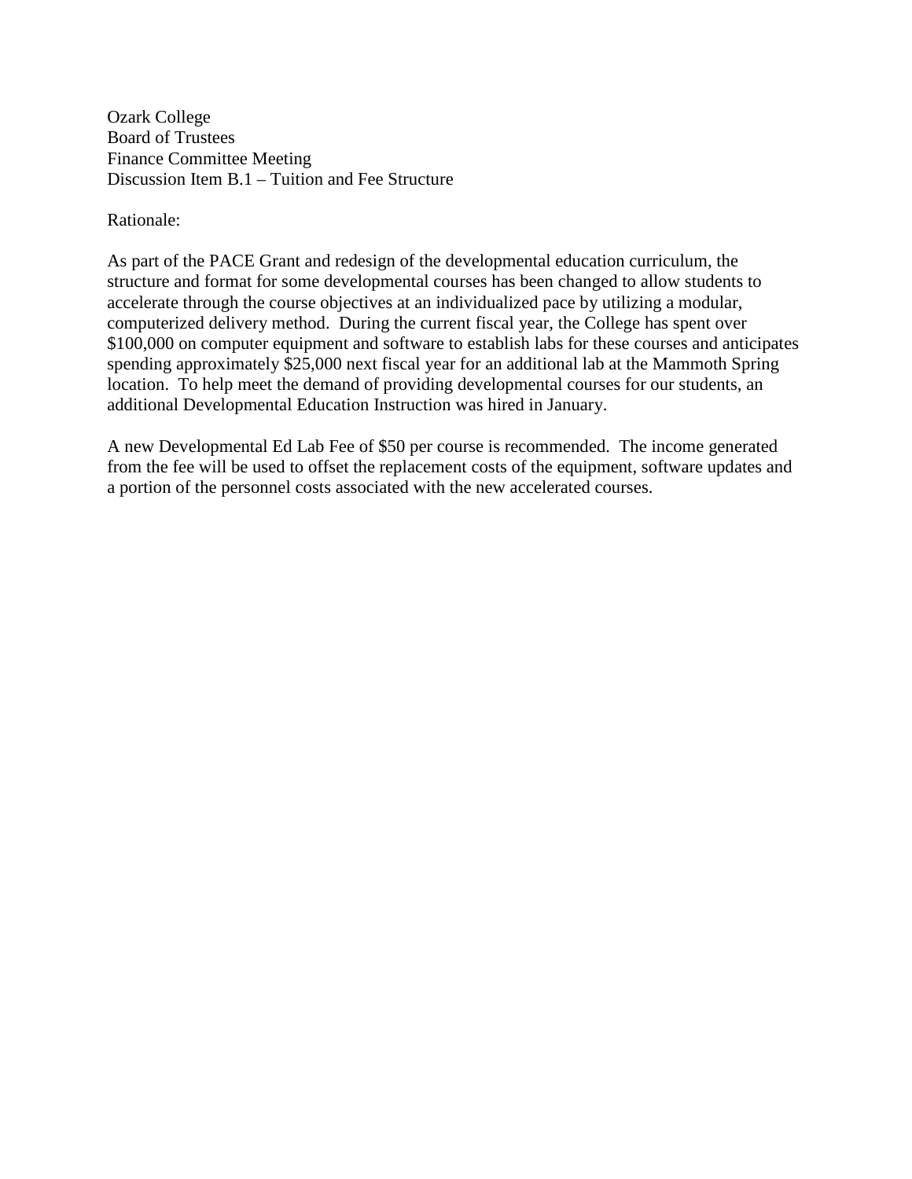Ozark College
Board of Trustees
Finance Committee Meeting
Discussion Item B.1 – Tuition and Fee Structure

Rationale:

As part of the PACE Grant and redesign of the developmental education curriculum, the structure and format for some developmental courses has been changed to allow students to accelerate through the course objectives at an individualized pace by utilizing a modular, computerized delivery method. During the current fiscal year, the College has spent over $100,000 on computer equipment and software to establish labs for these courses and anticipates spending approximately $25,000 next fiscal year for an additional lab at the Mammoth Spring location. To help meet the demand of providing developmental courses for our students, an additional Developmental Education Instruction was hired in January.

A new Developmental Ed Lab Fee of $50 per course is recommended. The income generated from the fee will be used to offset the replacement costs of the equipment, software updates and a portion of the personnel costs associated with the new accelerated courses.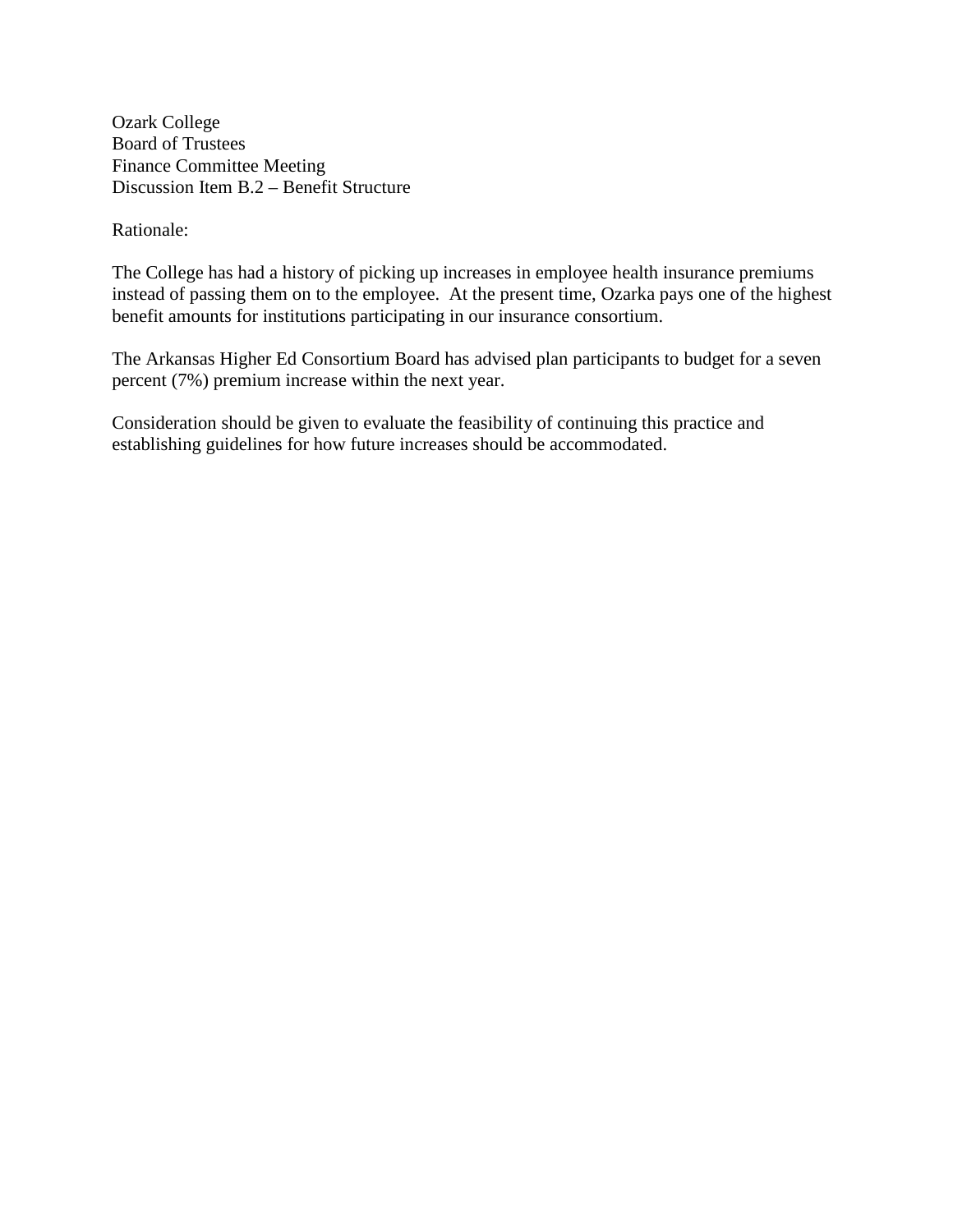Ozark College
Board of Trustees
Finance Committee Meeting
Discussion Item B.2 – Benefit Structure

Rationale:

The College has had a history of picking up increases in employee health insurance premiums instead of passing them on to the employee. At the present time, Ozarka pays one of the highest benefit amounts for institutions participating in our insurance consortium.

The Arkansas Higher Ed Consortium Board has advised plan participants to budget for a seven percent (7%) premium increase within the next year.

Consideration should be given to evaluate the feasibility of continuing this practice and establishing guidelines for how future increases should be accommodated.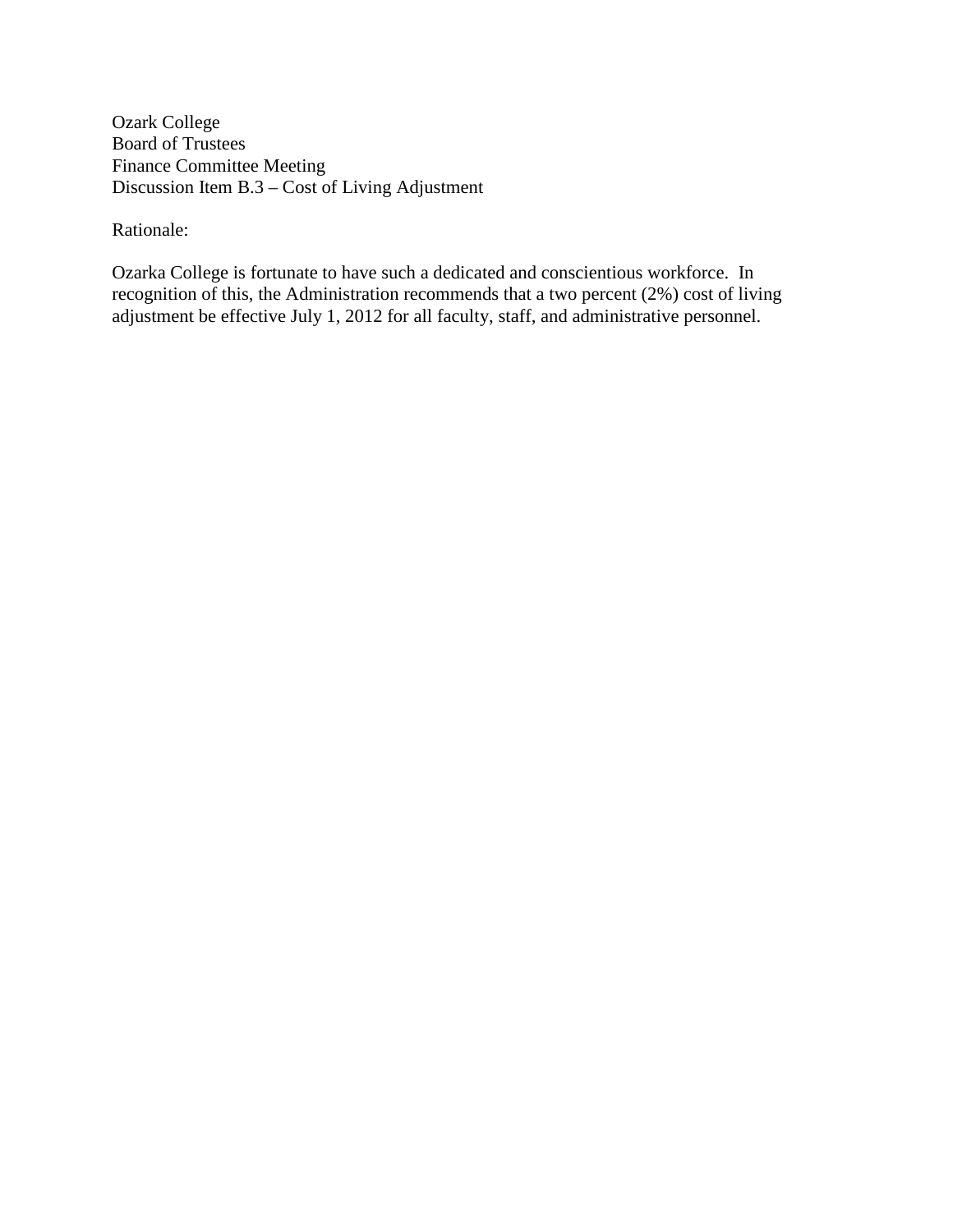Ozark College
Board of Trustees
Finance Committee Meeting
Discussion Item B.3 – Cost of Living Adjustment

Rationale:

Ozarka College is fortunate to have such a dedicated and conscientious workforce. In recognition of this, the Administration recommends that a two percent (2%) cost of living adjustment be effective July 1, 2012 for all faculty, staff, and administrative personnel.